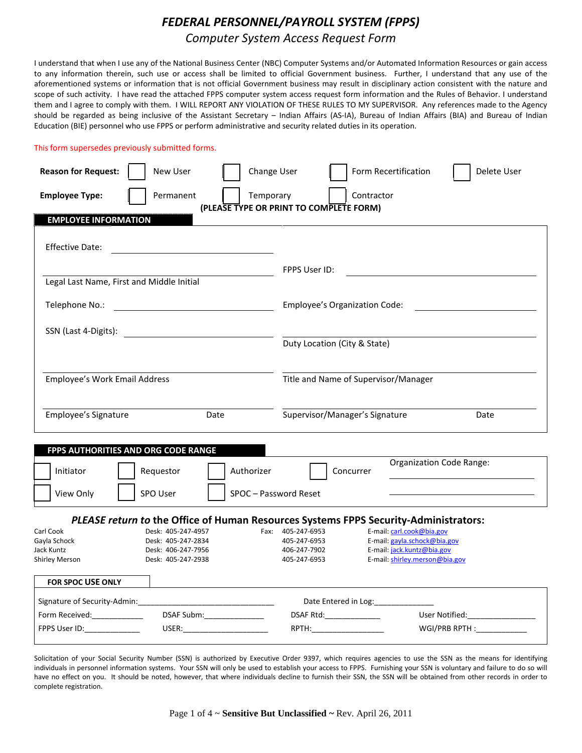# *FEDERAL PERSONNEL/PAYROLL SYSTEM (FPPS)*

## *Computer System Access Request Form*

I understand that when I use any of the National Business Center (NBC) Computer Systems and/or Automated Information Resources or gain access to any information therein, such use or access shall be limited to official Government business. Further, I understand that any use of the aforementioned systems or information that is not official Government business may result in disciplinary action consistent with the nature and scope of such activity. I have read the attached FPPS computer system access request form information and the Rules of Behavior. I understand them and I agree to comply with them. I WILL REPORT ANY VIOLATION OF THESE RULES TO MY SUPERVISOR. Any references made to the Agency should be regarded as being inclusive of the Assistant Secretary – Indian Affairs (AS-IA), Bureau of Indian Affairs (BIA) and Bureau of Indian Education (BIE) personnel who use FPPS or perform administrative and security related duties in its operation.

This form supersedes previously submitted forms.

**Reason for Request:** ☐ New User ☐ Change User ☐ Form Recertification ☐ Delete User

**Employee Type:** ☐ Permanent ☐ Temporary ☐ Contractor

**(PLEASE TYPE OR PRINT TO COMPLETE FORM)**

**EMPLOYEE INFORMATION**

Effective Date: ______________________

______________________ FPPS User ID: ______________________
Legal Last Name, First and Middle Initial

Telephone No.: ______________________ Employee's Organization Code: ______________________

SSN (Last 4-Digits): ______________________

______________________
Duty Location (City & State)

______________________ ______________________
Employee's Work Email Address Title and Name of Supervisor/Manager

______________________ ______________________
Employee's Signature Date Supervisor/Manager's Signature Date

**FPPS AUTHORITIES AND ORG CODE RANGE**

☐ Initiator ☐ Requestor ☐ Authorizer ☐ Concurrer

☐ View Only ☐ SPO User ☐ SPOC – Password Reset

Organization Code Range: ______________________

______________________

### *PLEASE return to* the Office of Human Resources Systems FPPS Security-Administrators:

| Name | Desk | Fax | E-mail |
|---|---|---|---|
| Carl Cook | Desk: 405-247-4957 | Fax: 405-247-6953 | E-mail: carl.cook@bia.gov |
| Gayla Schock | Desk: 405-247-2834 | 405-247-6953 | E-mail: gayla.schock@bia.gov |
| Jack Kuntz | Desk: 406-247-7956 | 406-247-7902 | E-mail: jack.kuntz@bia.gov |
| Shirley Merson | Desk: 405-247-2938 | 405-247-6953 | E-mail: shirley.merson@bia.gov |

**FOR SPOC USE ONLY**

Signature of Security-Admin:______________________ Date Entered in Log:______________

Form Received:____________ DSAF Subm:______________ DSAF Rtd:_____________ User Notified:________________

FPPS User ID:_____________ USER:_____________________ RPTH:_________________ WGI/PRB RPTH :____________

Solicitation of your Social Security Number (SSN) is authorized by Executive Order 9397, which requires agencies to use the SSN as the means for identifying individuals in personnel information systems. Your SSN will only be used to establish your access to FPPS. Furnishing your SSN is voluntary and failure to do so will have no effect on you. It should be noted, however, that where individuals decline to furnish their SSN, the SSN will be obtained from other records in order to complete registration.

**Sensitive But Unclassified** ~ Rev. April 26, 2011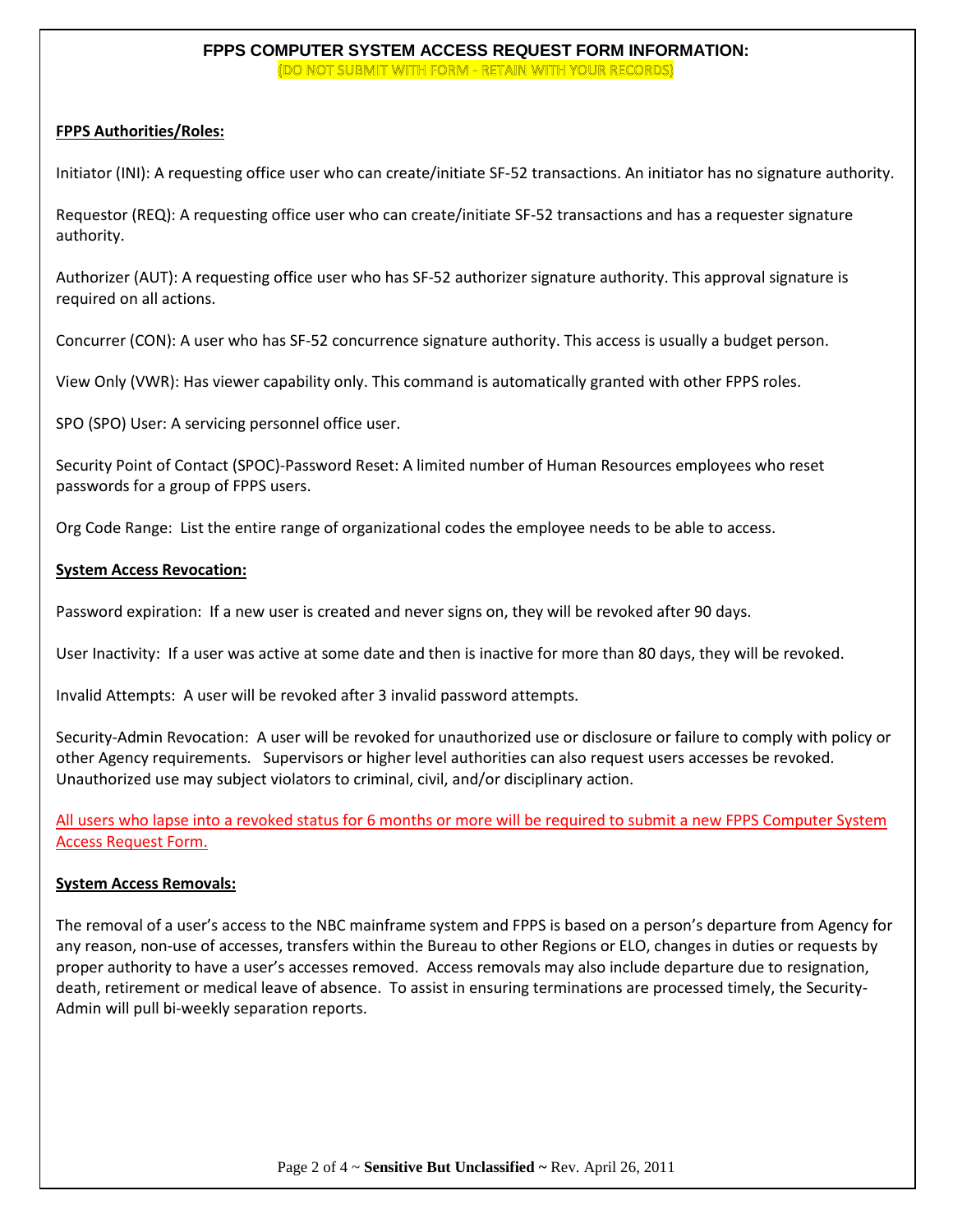# FPPS COMPUTER SYSTEM ACCESS REQUEST FORM INFORMATION:

(DO NOT SUBMIT WITH FORM - RETAIN WITH YOUR RECORDS)

**FPPS Authorities/Roles:**

Initiator (INI): A requesting office user who can create/initiate SF-52 transactions. An initiator has no signature authority.

Requestor (REQ): A requesting office user who can create/initiate SF-52 transactions and has a requester signature authority.

Authorizer (AUT): A requesting office user who has SF-52 authorizer signature authority. This approval signature is required on all actions.

Concurrer (CON): A user who has SF-52 concurrence signature authority. This access is usually a budget person.

View Only (VWR): Has viewer capability only. This command is automatically granted with other FPPS roles.

SPO (SPO) User: A servicing personnel office user.

Security Point of Contact (SPOC)-Password Reset: A limited number of Human Resources employees who reset passwords for a group of FPPS users.

Org Code Range: List the entire range of organizational codes the employee needs to be able to access.

**System Access Revocation:**

Password expiration: If a new user is created and never signs on, they will be revoked after 90 days.

User Inactivity: If a user was active at some date and then is inactive for more than 80 days, they will be revoked.

Invalid Attempts: A user will be revoked after 3 invalid password attempts.

Security-Admin Revocation: A user will be revoked for unauthorized use or disclosure or failure to comply with policy or other Agency requirements. Supervisors or higher level authorities can also request users accesses be revoked. Unauthorized use may subject violators to criminal, civil, and/or disciplinary action.

All users who lapse into a revoked status for 6 months or more will be required to submit a new FPPS Computer System Access Request Form.

**System Access Removals:**

The removal of a user's access to the NBC mainframe system and FPPS is based on a person's departure from Agency for any reason, non-use of accesses, transfers within the Bureau to other Regions or ELO, changes in duties or requests by proper authority to have a user's accesses removed. Access removals may also include departure due to resignation, death, retirement or medical leave of absence. To assist in ensuring terminations are processed timely, the Security-Admin will pull bi-weekly separation reports.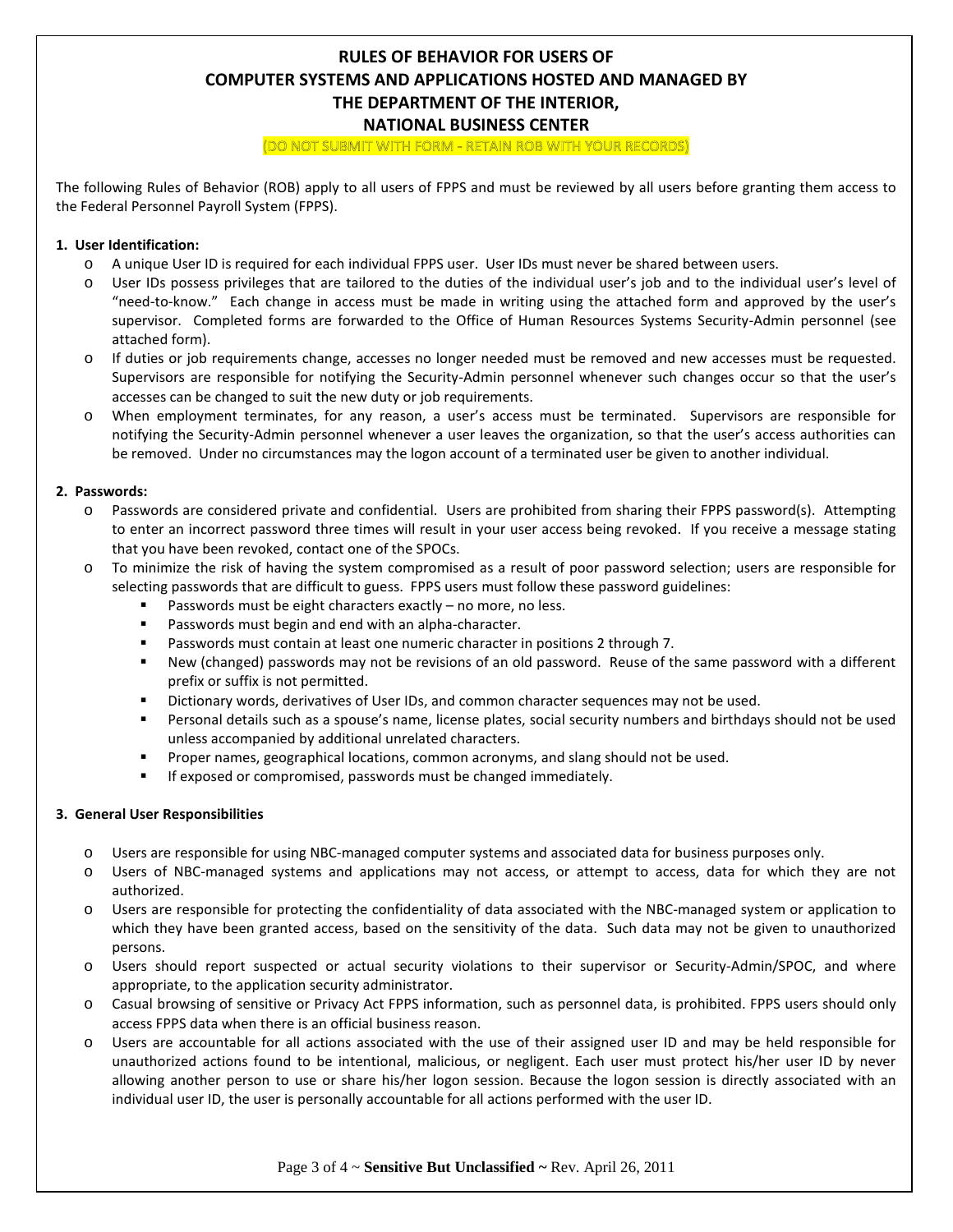# RULES OF BEHAVIOR FOR USERS OF COMPUTER SYSTEMS AND APPLICATIONS HOSTED AND MANAGED BY THE DEPARTMENT OF THE INTERIOR, NATIONAL BUSINESS CENTER

(DO NOT SUBMIT WITH FORM - RETAIN ROB WITH YOUR RECORDS)

The following Rules of Behavior (ROB) apply to all users of FPPS and must be reviewed by all users before granting them access to the Federal Personnel Payroll System (FPPS).

**1. User Identification:**

- A unique User ID is required for each individual FPPS user. User IDs must never be shared between users.
- User IDs possess privileges that are tailored to the duties of the individual user's job and to the individual user's level of "need-to-know." Each change in access must be made in writing using the attached form and approved by the user's supervisor. Completed forms are forwarded to the Office of Human Resources Systems Security-Admin personnel (see attached form).
- If duties or job requirements change, accesses no longer needed must be removed and new accesses must be requested. Supervisors are responsible for notifying the Security-Admin personnel whenever such changes occur so that the user's accesses can be changed to suit the new duty or job requirements.
- When employment terminates, for any reason, a user's access must be terminated. Supervisors are responsible for notifying the Security-Admin personnel whenever a user leaves the organization, so that the user's access authorities can be removed. Under no circumstances may the logon account of a terminated user be given to another individual.

**2. Passwords:**

- Passwords are considered private and confidential. Users are prohibited from sharing their FPPS password(s). Attempting to enter an incorrect password three times will result in your user access being revoked. If you receive a message stating that you have been revoked, contact one of the SPOCs.
- To minimize the risk of having the system compromised as a result of poor password selection; users are responsible for selecting passwords that are difficult to guess. FPPS users must follow these password guidelines:
  - Passwords must be eight characters exactly – no more, no less.
  - Passwords must begin and end with an alpha-character.
  - Passwords must contain at least one numeric character in positions 2 through 7.
  - New (changed) passwords may not be revisions of an old password. Reuse of the same password with a different prefix or suffix is not permitted.
  - Dictionary words, derivatives of User IDs, and common character sequences may not be used.
  - Personal details such as a spouse's name, license plates, social security numbers and birthdays should not be used unless accompanied by additional unrelated characters.
  - Proper names, geographical locations, common acronyms, and slang should not be used.
  - If exposed or compromised, passwords must be changed immediately.

**3. General User Responsibilities**

- Users are responsible for using NBC-managed computer systems and associated data for business purposes only.
- Users of NBC-managed systems and applications may not access, or attempt to access, data for which they are not authorized.
- Users are responsible for protecting the confidentiality of data associated with the NBC-managed system or application to which they have been granted access, based on the sensitivity of the data. Such data may not be given to unauthorized persons.
- Users should report suspected or actual security violations to their supervisor or Security-Admin/SPOC, and where appropriate, to the application security administrator.
- Casual browsing of sensitive or Privacy Act FPPS information, such as personnel data, is prohibited. FPPS users should only access FPPS data when there is an official business reason.
- Users are accountable for all actions associated with the use of their assigned user ID and may be held responsible for unauthorized actions found to be intentional, malicious, or negligent. Each user must protect his/her user ID by never allowing another person to use or share his/her logon session. Because the logon session is directly associated with an individual user ID, the user is personally accountable for all actions performed with the user ID.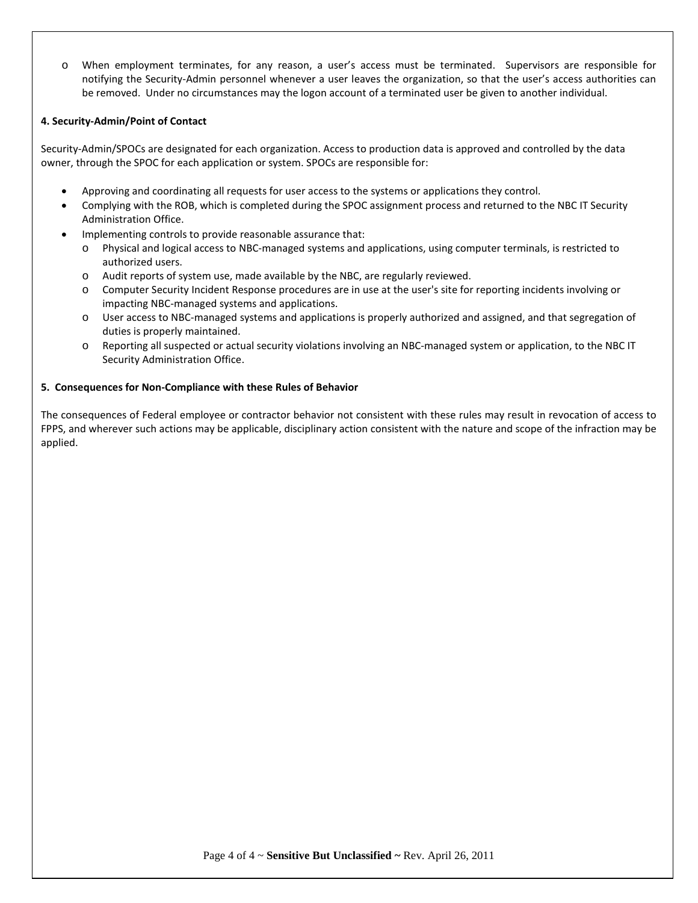- When employment terminates, for any reason, a user's access must be terminated. Supervisors are responsible for notifying the Security-Admin personnel whenever a user leaves the organization, so that the user's access authorities can be removed. Under no circumstances may the logon account of a terminated user be given to another individual.

**4. Security-Admin/Point of Contact**

Security-Admin/SPOCs are designated for each organization. Access to production data is approved and controlled by the data owner, through the SPOC for each application or system. SPOCs are responsible for:

- Approving and coordinating all requests for user access to the systems or applications they control.
- Complying with the ROB, which is completed during the SPOC assignment process and returned to the NBC IT Security Administration Office.
- Implementing controls to provide reasonable assurance that:
  - Physical and logical access to NBC-managed systems and applications, using computer terminals, is restricted to authorized users.
  - Audit reports of system use, made available by the NBC, are regularly reviewed.
  - Computer Security Incident Response procedures are in use at the user's site for reporting incidents involving or impacting NBC-managed systems and applications.
  - User access to NBC-managed systems and applications is properly authorized and assigned, and that segregation of duties is properly maintained.
  - Reporting all suspected or actual security violations involving an NBC-managed system or application, to the NBC IT Security Administration Office.

**5. Consequences for Non-Compliance with these Rules of Behavior**

The consequences of Federal employee or contractor behavior not consistent with these rules may result in revocation of access to FPPS, and wherever such actions may be applicable, disciplinary action consistent with the nature and scope of the infraction may be applied.